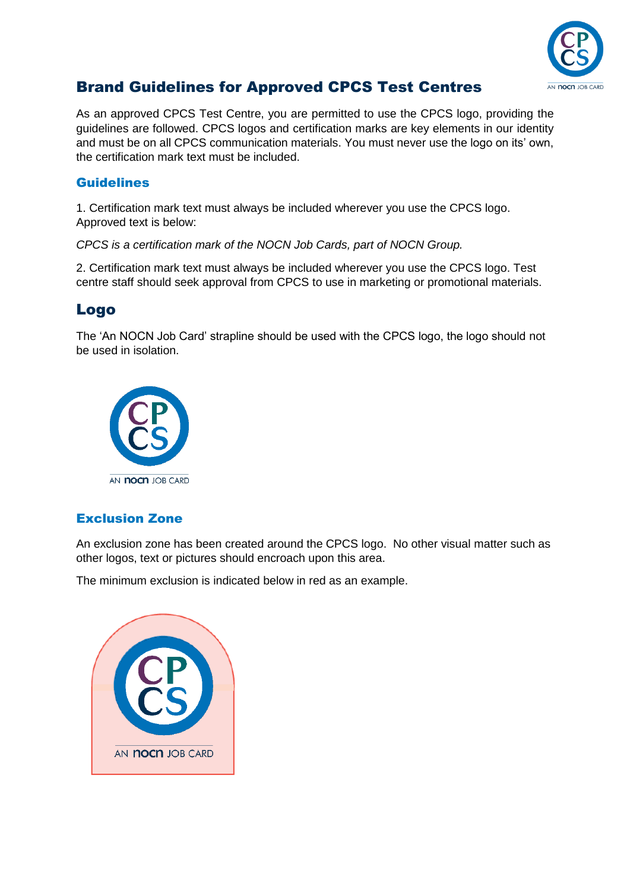# Brand Guidelines for Approved CPCS Test Centres

As an approved CPCS Test Centre, you are permitted to use the CPCS logo, providing the guidelines are followed. CPCS logos and certification marks are key elements in our identity and must be on all CPCS communication materials. You must never use the logo on its' own, the certification mark text must be included.

### Guidelines

1. Certification mark text must always be included wherever you use the CPCS logo. Approved text is below:

*CPCS is a certification mark of the NOCN Job Cards, part of NOCN Group.*

2. Certification mark text must always be included wherever you use the CPCS logo. Test centre staff should seek approval from CPCS to use in marketing or promotional materials.

## Logo

The 'An NOCN Job Card' strapline should be used with the CPCS logo, the logo should not be used in isolation.

### Exclusion Zone

An exclusion zone has been created around the CPCS logo. No other visual matter such as other logos, text or pictures should encroach upon this area.

The minimum exclusion is indicated below in red as an example.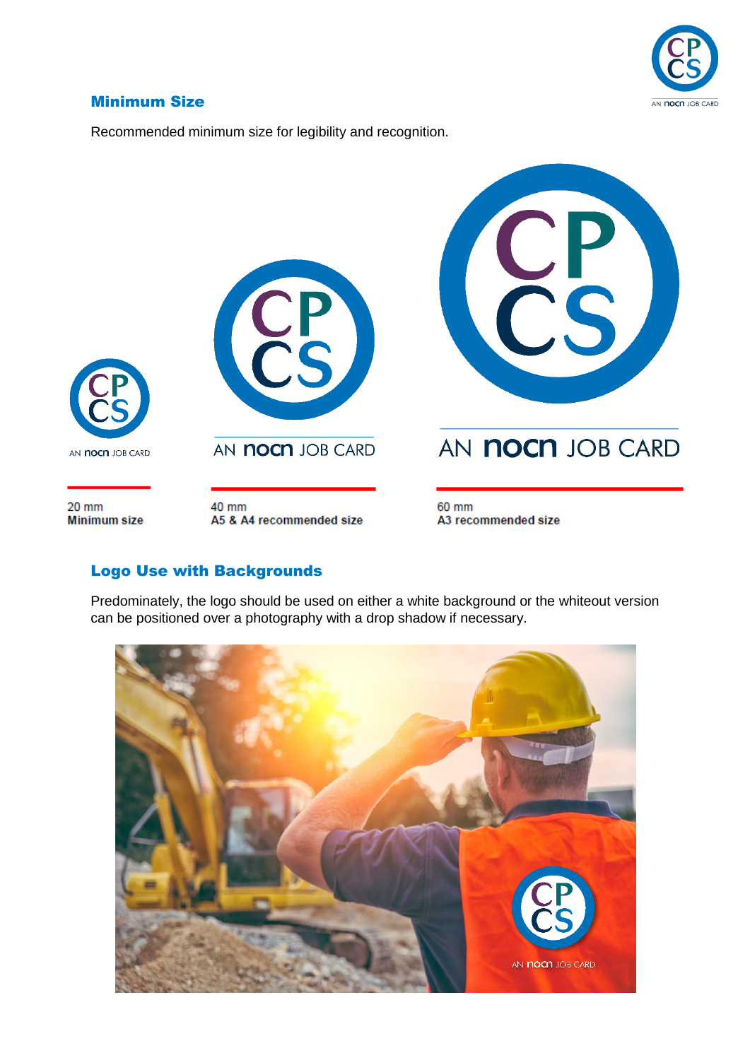## Minimum Size

Recommended minimum size for legibility and recognition.

20 mm
**Minimum size**

40 mm
**A5 & A4 recommended size**

60 mm
**A3 recommended size**

## Logo Use with Backgrounds

Predominately, the logo should be used on either a white background or the whiteout version can be positioned over a photography with a drop shadow if necessary.